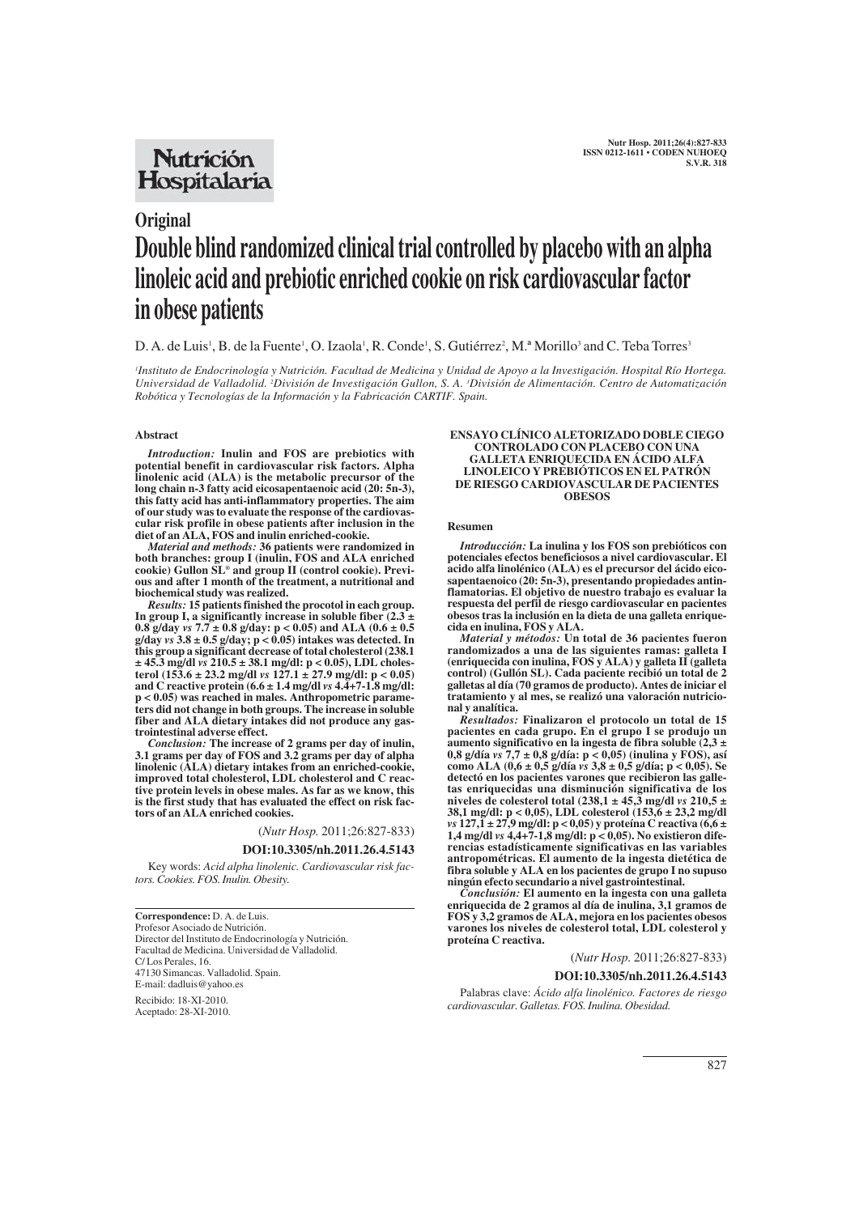**Original**

# Double blind randomized clinical trial controlled by placebo with an alpha linoleic acid and prebiotic enriched cookie on risk cardiovascular factor in obese patients

D. A. de Luis[1], B. de la Fuente[1], O. Izaola[1], R. Conde[1], S. Gutiérrez[2], M.ª Morillo[3] and C. Teba Torres[3]

[1]*Instituto de Endocrinología y Nutrición. Facultad de Medicina y Unidad de Apoyo a la Investigación. Hospital Río Hortega. Universidad de Valladolid.* [2]*División de Investigación Gullon, S. A.* [3]*División de Alimentación. Centro de Automatización Robótica y Tecnologías de la Información y la Fabricación CARTIF. Spain.*

## Abstract

***Introduction:*** **Inulin and FOS are prebiotics with potential benefit in cardiovascular risk factors. Alpha linolenic acid (ALA) is the metabolic precursor of the long chain n-3 fatty acid eicosapentaenoic acid (20: 5n-3), this fatty acid has anti-inflammatory properties. The aim of our study was to evaluate the response of the cardiovascular risk profile in obese patients after inclusion in the diet of an ALA, FOS and inulin enriched-cookie.**

***Material and methods:*** **36 patients were randomized in both branches: group I (inulin, FOS and ALA enriched cookie) Gullon SL® and group II (control cookie). Previous and after 1 month of the treatment, a nutritional and biochemical study was realized.**

***Results:*** **15 patients finished the procotol in each group. In group I, a significantly increase in soluble fiber (2.3 ± 0.8 g/day *vs* 7.7 ± 0.8 g/day: p < 0.05) and ALA (0.6 ± 0.5 g/day *vs* 3.8 ± 0.5 g/day; p < 0.05) intakes was detected. In this group a significant decrease of total cholesterol (238.1 ± 45.3 mg/dl *vs* 210.5 ± 38.1 mg/dl: p < 0.05), LDL cholesterol (153.6 ± 23.2 mg/dl *vs* 127.1 ± 27.9 mg/dl: p < 0.05) and C reactive protein (6.6 ± 1.4 mg/dl *vs* 4.4+7-1.8 mg/dl: p < 0.05) was reached in males. Anthropometric parameters did not change in both groups. The increase in soluble fiber and ALA dietary intakes did not produce any gastrointestinal adverse effect.**

***Conclusion:*** **The increase of 2 grams per day of inulin, 3.1 grams per day of FOS and 3.2 grams per day of alpha linolenic (ALA) dietary intakes from an enriched-cookie, improved total cholesterol, LDL cholesterol and C reactive protein levels in obese males. As far as we know, this is the first study that has evaluated the effect on risk factors of an ALA enriched cookies.**

(*Nutr Hosp.* 2011;26:827-833)

**DOI:10.3305/nh.2011.26.4.5143**

Key words: *Acid alpha linolenic. Cardiovascular risk factors. Cookies. FOS. Inulin. Obesity.*

**ENSAYO CLÍNICO ALETORIZADO DOBLE CIEGO CONTROLADO CON PLACEBO CON UNA GALLETA ENRIQUECIDA EN ÁCIDO ALFA LINOLEICO Y PREBIÓTICOS EN EL PATRÓN DE RIESGO CARDIOVASCULAR DE PACIENTES OBESOS**

## Resumen

***Introducción:*** **La inulina y los FOS son prebióticos con potenciales efectos beneficiosos a nivel cardiovascular. El acido alfa linolénico (ALA) es el precursor del ácido eicosapentaenoico (20: 5n-3), presentando propiedades antinflamatorias. El objetivo de nuestro trabajo es evaluar la respuesta del perfil de riesgo cardiovascular en pacientes obesos tras la inclusión en la dieta de una galleta enriquecida en inulina, FOS y ALA.**

***Material y métodos:*** **Un total de 36 pacientes fueron randomizados a una de las siguientes ramas: galleta I (enriquecida con inulina, FOS y ALA) y galleta II (galleta control) (Gullón SL). Cada paciente recibió un total de 2 galletas al día (70 gramos de producto). Antes de iniciar el tratamiento y al mes, se realizó una valoración nutricional y analítica.**

***Resultados:*** **Finalizaron el protocolo un total de 15 pacientes en cada grupo. En el grupo I se produjo un aumento significativo en la ingesta de fibra soluble (2,3 ± 0,8 g/día *vs* 7,7 ± 0,8 g/día: p < 0,05) (inulina y FOS), así como ALA (0,6 ± 0,5 g/día *vs* 3,8 ± 0,5 g/día; p < 0,05). Se detectó en los pacientes varones que recibieron las galletas enriquecidas una disminución significativa de los niveles de colesterol total (238,1 ± 45,3 mg/dl *vs* 210,5 ± 38,1 mg/dl: p < 0,05), LDL colesterol (153,6 ± 23,2 mg/dl *vs* 127,1 ± 27,9 mg/dl: p < 0,05) y proteína C reactiva (6,6 ± 1,4 mg/dl *vs* 4,4+7-1,8 mg/dl: p < 0,05). No existieron diferencias estadísticamente significativas en las variables antropométricas. El aumento de la ingesta dietética de fibra soluble y ALA en los pacientes de grupo I no supuso ningún efecto secundario a nivel gastrointestinal.**

***Conclusión:*** **El aumento en la ingesta con una galleta enriquecida de 2 gramos al día de inulina, 3,1 gramos de FOS y 3,2 gramos de ALA, mejora en los pacientes obesos varones los niveles de colesterol total, LDL colesterol y proteína C reactiva.**

(*Nutr Hosp.* 2011;26:827-833)

**DOI:10.3305/nh.2011.26.4.5143**

Palabras clave: *Ácido alfa linolénico. Factores de riesgo cardiovascular. Galletas. FOS. Inulina. Obesidad.*

---

**Correspondence:** D. A. de Luis.
Profesor Asociado de Nutrición.
Director del Instituto de Endocrinología y Nutrición.
Facultad de Medicina. Universidad de Valladolid.
C/ Los Perales, 16.
47130 Simancas. Valladolid. Spain.
E-mail: dadluis@yahoo.es

Recibido: 18-XI-2010.
Aceptado: 28-XI-2010.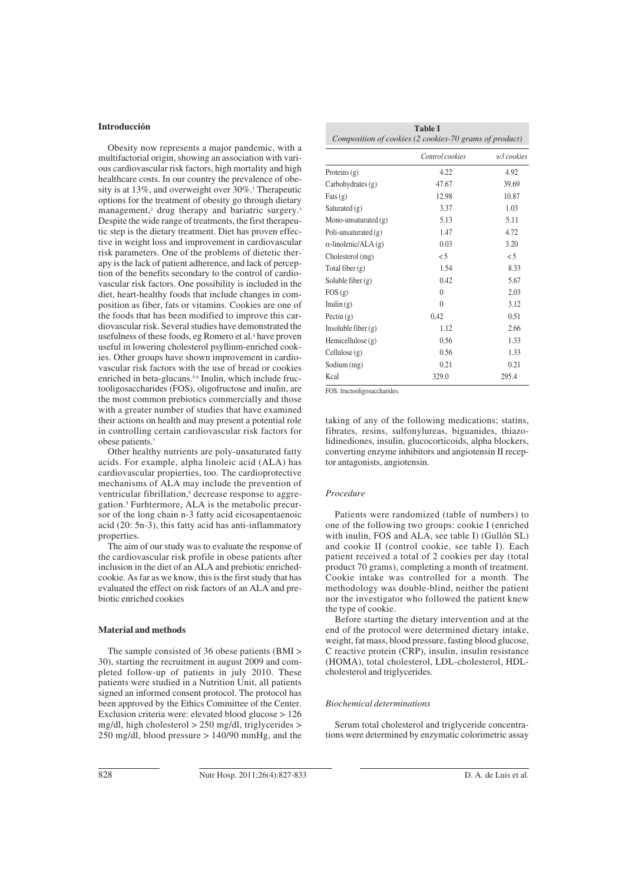## Introducción

Obesity now represents a major pandemic, with a multifactorial origin, showing an association with various cardiovascular risk factors, high mortality and high healthcare costs. In our country the prevalence of obesity is at 13%, and overweight over 30%.[1] Therapeutic options for the treatment of obesity go through dietary management,[2] drug therapy and bariatric surgery.[3] Despite the wide range of treatments, the first therapeutic step is the dietary treatment. Diet has proven effective in weight loss and improvement in cardiovascular risk parameters. One of the problems of dietetic therapy is the lack of patient adherence, and lack of perception of the benefits secondary to the control of cardiovascular risk factors. One possibility is included in the diet, heart-healthy foods that include changes in composition as fiber, fats or vitamins. Cookies are one of the foods that has been modified to improve this cardiovascular risk. Several studies have demonstrated the usefulness of these foods, eg Romero et al.[4] have proven useful in lowering cholesterol psyllium-enriched cookies. Other groups have shown improvement in cardiovascular risk factors with the use of bread or cookies enriched in beta-glucans.[5-6] Inulin, which include fructooligosaccharides (FOS), oligofructose and inulin, are the most common prebiotics commercially and those with a greater number of studies that have examined their actions on health and may present a potential role in controlling certain cardiovascular risk factors for obese patients.[7]

Other healthy nutrients are poly-unsaturated fatty acids. For example, alpha linoleic acid (ALA) has cardiovascular propierties, too. The cardioprotective mechanisms of ALA may include the prevention of ventricular fibrillation,[8] decrease response to aggregation.[9] Furhtermore, ALA is the metabolic precursor of the long chain n-3 fatty acid eicosapentaenoic acid (20: 5n-3), this fatty acid has anti-inflammatory properties.

The aim of our study was to evaluate the response of the cardiovascular risk profile in obese patients after inclusion in the diet of an ALA and prebiotic enriched-cookie. As far as we know, this is the first study that has evaluated the effect on risk factors of an ALA and prebiotic enriched cookies

## Material and methods

The sample consisted of 36 obese patients (BMI > 30), starting the recruitment in august 2009 and completed follow-up of patients in july 2010. These patients were studied in a Nutrition Unit, all patients signed an informed consent protocol. The protocol has been approved by the Ethics Committee of the Center. Exclusion criteria were: elevated blood glucose > 126 mg/dl, high cholesterol > 250 mg/dl, triglycerides > 250 mg/dl, blood pressure > 140/90 mmHg, and the taking of any of the following medications; statins, fibrates, resins, sulfonylureas, biguanides, thiazolidinediones, insulin, glucocorticoids, alpha blockers, converting enzyme inhibitors and angiotensin II receptor antagonists, angiotensin.

**Table I**
*Composition of cookies (2 cookies-70 grams of product)*

| | *Control cookies* | *w3 cookies* |
|---|---|---|
| Proteins (g) | 4.22 | 4.92 |
| Carbohydrates (g) | 47.67 | 39.69 |
| Fats (g) | 12.98 | 10.87 |
| Saturated (g) | 3.37 | 1.03 |
| Mono-unsaturated (g) | 5.13 | 5.11 |
| Poli-unsaturated (g) | 1.47 | 4.72 |
| α-linolenic/ALA (g) | 0.03 | 3.20 |
| Cholesterol (mg) | < 5 | < 5 |
| Total fiber (g) | 1.54 | 8.33 |
| Soluble fiber (g) | 0.42 | 5.67 |
| FOS (g) | 0 | 2.03 |
| Inulin (g) | 0 | 3.12 |
| Pectin (g) | 0,42 | 0.51 |
| Insoluble fiber (g) | 1.12 | 2.66 |
| Hemicellulose (g) | 0.56 | 1.33 |
| Cellulose (g) | 0.56 | 1.33 |
| Sodium (mg) | 0.21 | 0.21 |
| Kcal | 329.0 | 295.4 |

FOS: fructooligosaccharides.

### *Procedure*

Patients were randomized (table of numbers) to one of the following two groups: cookie I (enriched with inulin, FOS and ALA, see table I) (Gullón SL) and cookie II (control cookie, see table I). Each patient received a total of 2 cookies per day (total product 70 grams), completing a month of treatment. Cookie intake was controlled for a month. The methodology was double-blind, neither the patient nor the investigator who followed the patient knew the type of cookie.

Before starting the dietary intervention and at the end of the protocol were determined dietary intake, weight, fat mass, blood pressure, fasting blood glucose, C reactive protein (CRP), insulin, insulin resistance (HOMA), total cholesterol, LDL-cholesterol, HDL-cholesterol and triglycerides.

### *Biochemical determinations*

Serum total cholesterol and triglyceride concentrations were determined by enzymatic colorimetric assay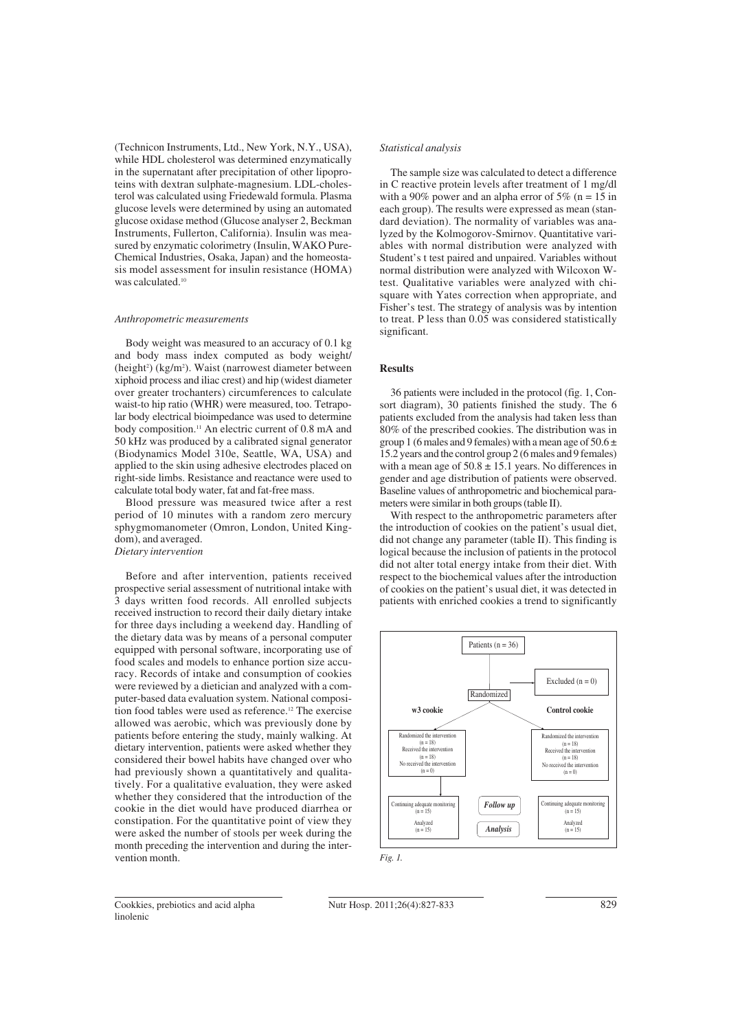(Technicon Instruments, Ltd., New York, N.Y., USA), while HDL cholesterol was determined enzymatically in the supernatant after precipitation of other lipoproteins with dextran sulphate-magnesium. LDL-cholesterol was calculated using Friedewald formula. Plasma glucose levels were determined by using an automated glucose oxidase method (Glucose analyser 2, Beckman Instruments, Fullerton, California). Insulin was measured by enzymatic colorimetry (Insulin, WAKO Pure-Chemical Industries, Osaka, Japan) and the homeostasis model assessment for insulin resistance (HOMA) was calculated.[10]

### *Anthropometric measurements*

Body weight was measured to an accuracy of 0.1 kg and body mass index computed as body weight/ (height²) (kg/m²). Waist (narrowest diameter between xiphoid process and iliac crest) and hip (widest diameter over greater trochanters) circumferences to calculate waist-to hip ratio (WHR) were measured, too. Tetrapolar body electrical bioimpedance was used to determine body composition.[11] An electric current of 0.8 mA and 50 kHz was produced by a calibrated signal generator (Biodynamics Model 310e, Seattle, WA, USA) and applied to the skin using adhesive electrodes placed on right-side limbs. Resistance and reactance were used to calculate total body water, fat and fat-free mass.

Blood pressure was measured twice after a rest period of 10 minutes with a random zero mercury sphygmomanometer (Omron, London, United Kingdom), and averaged.

### *Dietary intervention*

Before and after intervention, patients received prospective serial assessment of nutritional intake with 3 days written food records. All enrolled subjects received instruction to record their daily dietary intake for three days including a weekend day. Handling of the dietary data was by means of a personal computer equipped with personal software, incorporating use of food scales and models to enhance portion size accuracy. Records of intake and consumption of cookies were reviewed by a dietician and analyzed with a computer-based data evaluation system. National composition food tables were used as reference.[12] The exercise allowed was aerobic, which was previously done by patients before entering the study, mainly walking. At dietary intervention, patients were asked whether they considered their bowel habits have changed over who had previously shown a quantitatively and qualitatively. For a qualitative evaluation, they were asked whether they considered that the introduction of the cookie in the diet would have produced diarrhea or constipation. For the quantitative point of view they were asked the number of stools per week during the month preceding the intervention and during the intervention month.

### *Statistical analysis*

The sample size was calculated to detect a difference in C reactive protein levels after treatment of 1 mg/dl with a 90% power and an alpha error of 5% (n = 15 in each group). The results were expressed as mean (standard deviation). The normality of variables was analyzed by the Kolmogorov-Smirnov. Quantitative variables with normal distribution were analyzed with Student's t test paired and unpaired. Variables without normal distribution were analyzed with Wilcoxon W-test. Qualitative variables were analyzed with chi-square with Yates correction when appropriate, and Fisher's test. The strategy of analysis was by intention to treat. P less than 0.05 was considered statistically significant.

## Results

36 patients were included in the protocol (fig. 1, Consort diagram), 30 patients finished the study. The 6 patients excluded from the analysis had taken less than 80% of the prescribed cookies. The distribution was in group 1 (6 males and 9 females) with a mean age of 50.6 ± 15.2 years and the control group 2 (6 males and 9 females) with a mean age of 50.8 ± 15.1 years. No differences in gender and age distribution of patients were observed. Baseline values of anthropometric and biochemical parameters were similar in both groups (table II).

With respect to the anthropometric parameters after the introduction of cookies on the patient's usual diet, did not change any parameter (table II). This finding is logical because the inclusion of patients in the protocol did not alter total energy intake from their diet. With respect to the biochemical values after the introduction of cookies on the patient's usual diet, it was detected in patients with enriched cookies a trend to significantly

Patients (n = 36)
Excluded (n = 0)
Randomized
w3 cookie
Control cookie
Randomized the intervention (n = 18)
Received the intervention (n = 18)
No received the intervention (n = 0)
Randomized the intervention (n = 18)
Received the intervention (n = 18)
No received the intervention (n = 0)
Continuing adequate monitoring (n = 15)
Analyzed (n = 15)
Follow up
Analysis
Continuing adequate monitoring (n = 15)
Analyzed (n = 15)

*Fig. 1.*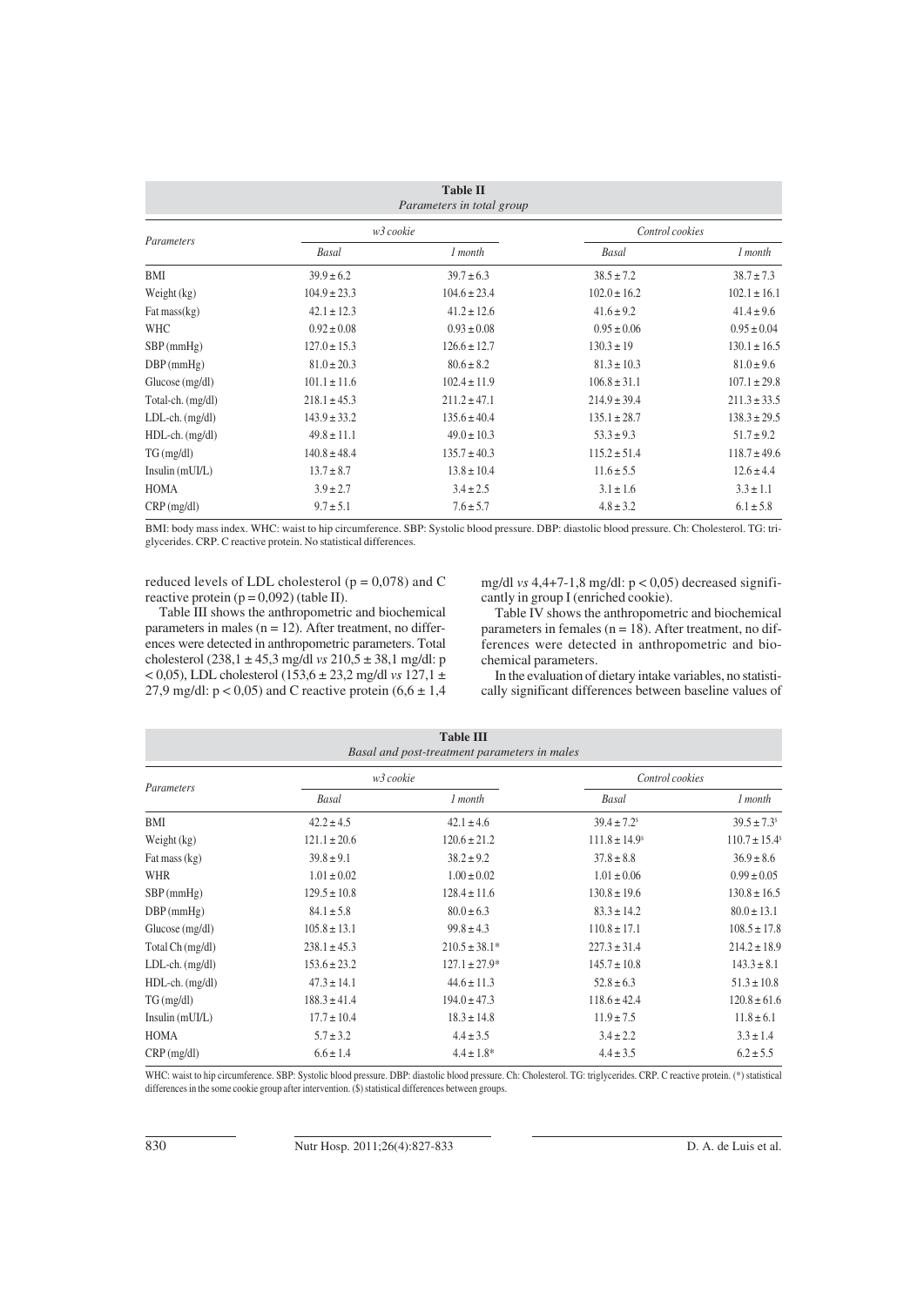**Table II**
*Parameters in total group*

| Parameters | w3 cookie | | Control cookies | |
|---|---|---|---|---|
| | *Basal* | *1 month* | *Basal* | *1 month* |
| BMI | 39.9 ± 6.2 | 39.7 ± 6.3 | 38.5 ± 7.2 | 38.7 ± 7.3 |
| Weight (kg) | 104.9 ± 23.3 | 104.6 ± 23.4 | 102.0 ± 16.2 | 102.1 ± 16.1 |
| Fat mass(kg) | 42.1 ± 12.3 | 41.2 ± 12.6 | 41.6 ± 9.2 | 41.4 ± 9.6 |
| WHC | 0.92 ± 0.08 | 0.93 ± 0.08 | 0.95 ± 0.06 | 0.95 ± 0.04 |
| SBP (mmHg) | 127.0 ± 15.3 | 126.6 ± 12.7 | 130.3 ± 19 | 130.1 ± 16.5 |
| DBP (mmHg) | 81.0 ± 20.3 | 80.6 ± 8.2 | 81.3 ± 10.3 | 81.0 ± 9.6 |
| Glucose (mg/dl) | 101.1 ± 11.6 | 102.4 ± 11.9 | 106.8 ± 31.1 | 107.1 ± 29.8 |
| Total-ch. (mg/dl) | 218.1 ± 45.3 | 211.2 ± 47.1 | 214.9 ± 39.4 | 211.3 ± 33.5 |
| LDL-ch. (mg/dl) | 143.9 ± 33.2 | 135.6 ± 40.4 | 135.1 ± 28.7 | 138.3 ± 29.5 |
| HDL-ch. (mg/dl) | 49.8 ± 11.1 | 49.0 ± 10.3 | 53.3 ± 9.3 | 51.7 ± 9.2 |
| TG (mg/dl) | 140.8 ± 48.4 | 135.7 ± 40.3 | 115.2 ± 51.4 | 118.7 ± 49.6 |
| Insulin (mUI/L) | 13.7 ± 8.7 | 13.8 ± 10.4 | 11.6 ± 5.5 | 12.6 ± 4.4 |
| HOMA | 3.9 ± 2.7 | 3.4 ± 2.5 | 3.1 ± 1.6 | 3.3 ± 1.1 |
| CRP (mg/dl) | 9.7 ± 5.1 | 7.6 ± 5.7 | 4.8 ± 3.2 | 6.1 ± 5.8 |

BMI: body mass index. WHC: waist to hip circumference. SBP: Systolic blood pressure. DBP: diastolic blood pressure. Ch: Cholesterol. TG: triglycerides. CRP. C reactive protein. No statistical differences.

reduced levels of LDL cholesterol (p = 0,078) and C reactive protein (p = 0,092) (table II).

Table III shows the anthropometric and biochemical parameters in males (n = 12). After treatment, no differences were detected in anthropometric parameters. Total cholesterol (238,1 ± 45,3 mg/dl *vs* 210,5 ± 38,1 mg/dl: p < 0,05), LDL cholesterol (153,6 ± 23,2 mg/dl *vs* 127,1 ± 27,9 mg/dl: p < 0,05) and C reactive protein (6,6 ± 1,4 mg/dl *vs* 4,4+7-1,8 mg/dl: p < 0,05) decreased significantly in group I (enriched cookie).

Table IV shows the anthropometric and biochemical parameters in females (n = 18). After treatment, no differences were detected in anthropometric and biochemical parameters.

In the evaluation of dietary intake variables, no statistically significant differences between baseline values of

**Table III**
*Basal and post-treatment parameters in males*

| Parameters | w3 cookie | | Control cookies | |
|---|---|---|---|---|
| | *Basal* | *1 month* | *Basal* | *1 month* |
| BMI | 42.2 ± 4.5 | 42.1 ± 4.6 | 39.4 ± 7.2$ | 39.5 ± 7.3$ |
| Weight (kg) | 121.1 ± 20.6 | 120.6 ± 21.2 | 111.8 ± 14.9$ | 110.7 ± 15.4$ |
| Fat mass (kg) | 39.8 ± 9.1 | 38.2 ± 9.2 | 37.8 ± 8.8 | 36.9 ± 8.6 |
| WHR | 1.01 ± 0.02 | 1.00 ± 0.02 | 1.01 ± 0.06 | 0.99 ± 0.05 |
| SBP (mmHg) | 129.5 ± 10.8 | 128.4 ± 11.6 | 130.8 ± 19.6 | 130.8 ± 16.5 |
| DBP (mmHg) | 84.1 ± 5.8 | 80.0 ± 6.3 | 83.3 ± 14.2 | 80.0 ± 13.1 |
| Glucose (mg/dl) | 105.8 ± 13.1 | 99.8 ± 4.3 | 110.8 ± 17.1 | 108.5 ± 17.8 |
| Total Ch (mg/dl) | 238.1 ± 45.3 | 210.5 ± 38.1* | 227.3 ± 31.4 | 214.2 ± 18.9 |
| LDL-ch. (mg/dl) | 153.6 ± 23.2 | 127.1 ± 27.9* | 145.7 ± 10.8 | 143.3 ± 8.1 |
| HDL-ch. (mg/dl) | 47.3 ± 14.1 | 44.6 ± 11.3 | 52.8 ± 6.3 | 51.3 ± 10.8 |
| TG (mg/dl) | 188.3 ± 41.4 | 194.0 ± 47.3 | 118.6 ± 42.4 | 120.8 ± 61.6 |
| Insulin (mUI/L) | 17.7 ± 10.4 | 18.3 ± 14.8 | 11.9 ± 7.5 | 11.8 ± 6.1 |
| HOMA | 5.7 ± 3.2 | 4.4 ± 3.5 | 3.4 ± 2.2 | 3.3 ± 1.4 |
| CRP (mg/dl) | 6.6 ± 1.4 | 4.4 ± 1.8* | 4.4 ± 3.5 | 6.2 ± 5.5 |

WHC: waist to hip circumference. SBP: Systolic blood pressure. DBP: diastolic blood pressure. Ch: Cholesterol. TG: triglycerides. CRP. C reactive protein. (*) statistical differences in the some cookie group after intervention. ($) statistical differences between groups.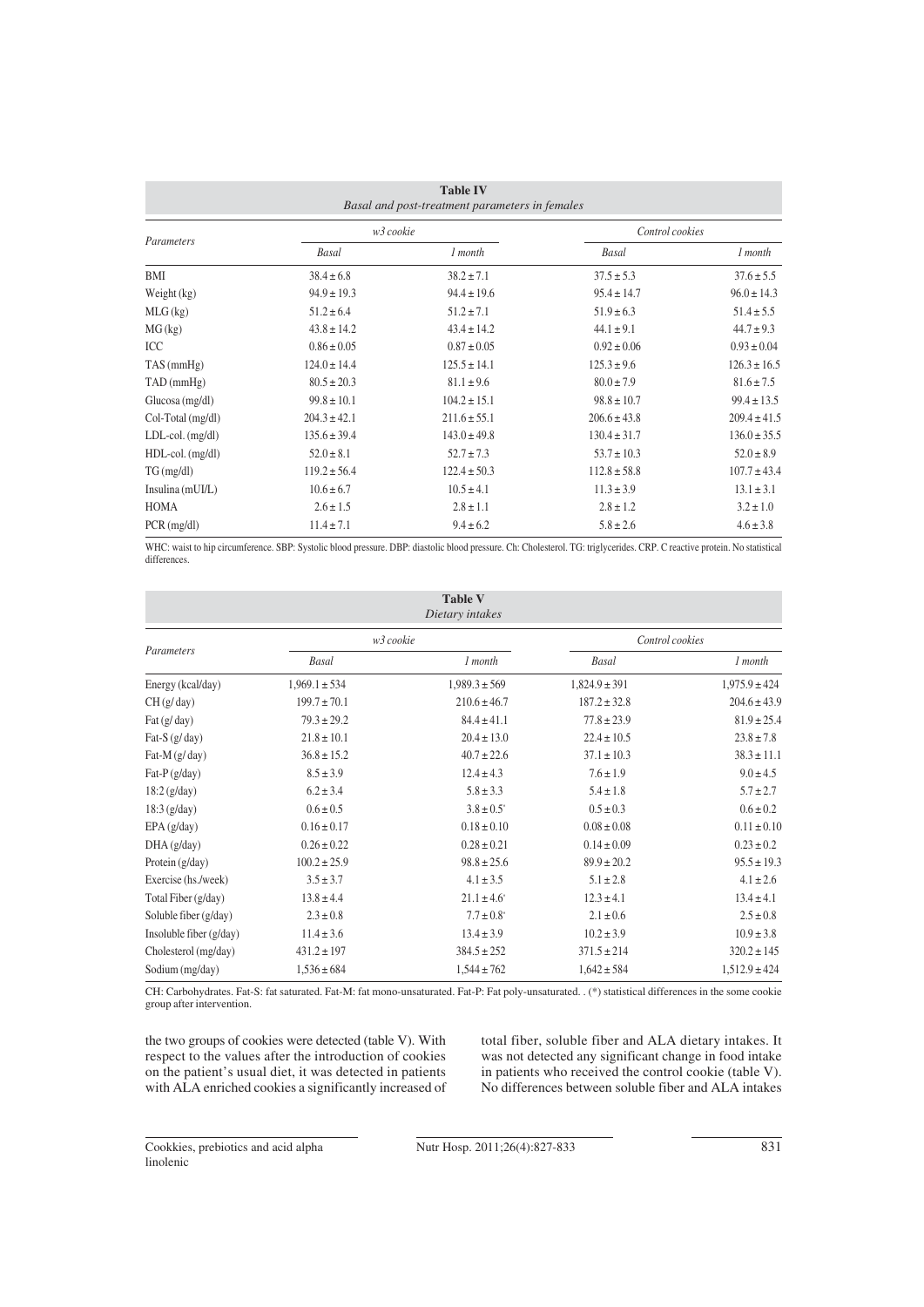**Table IV**
*Basal and post-treatment parameters in females*

| Parameters | w3 cookie | | Control cookies | |
|---|---|---|---|---|
| | Basal | 1 month | Basal | 1 month |
| BMI | 38.4 ± 6.8 | 38.2 ± 7.1 | 37.5 ± 5.3 | 37.6 ± 5.5 |
| Weight (kg) | 94.9 ± 19.3 | 94.4 ± 19.6 | 95.4 ± 14.7 | 96.0 ± 14.3 |
| MLG (kg) | 51.2 ± 6.4 | 51.2 ± 7.1 | 51.9 ± 6.3 | 51.4 ± 5.5 |
| MG (kg) | 43.8 ± 14.2 | 43.4 ± 14.2 | 44.1 ± 9.1 | 44.7 ± 9.3 |
| ICC | 0.86 ± 0.05 | 0.87 ± 0.05 | 0.92 ± 0.06 | 0.93 ± 0.04 |
| TAS (mmHg) | 124.0 ± 14.4 | 125.5 ± 14.1 | 125.3 ± 9.6 | 126.3 ± 16.5 |
| TAD (mmHg) | 80.5 ± 20.3 | 81.1 ± 9.6 | 80.0 ± 7.9 | 81.6 ± 7.5 |
| Glucosa (mg/dl) | 99.8 ± 10.1 | 104.2 ± 15.1 | 98.8 ± 10.7 | 99.4 ± 13.5 |
| Col-Total (mg/dl) | 204.3 ± 42.1 | 211.6 ± 55.1 | 206.6 ± 43.8 | 209.4 ± 41.5 |
| LDL-col. (mg/dl) | 135.6 ± 39.4 | 143.0 ± 49.8 | 130.4 ± 31.7 | 136.0 ± 35.5 |
| HDL-col. (mg/dl) | 52.0 ± 8.1 | 52.7 ± 7.3 | 53.7 ± 10.3 | 52.0 ± 8.9 |
| TG (mg/dl) | 119.2 ± 56.4 | 122.4 ± 50.3 | 112.8 ± 58.8 | 107.7 ± 43.4 |
| Insulina (mUI/L) | 10.6 ± 6.7 | 10.5 ± 4.1 | 11.3 ± 3.9 | 13.1 ± 3.1 |
| HOMA | 2.6 ± 1.5 | 2.8 ± 1.1 | 2.8 ± 1.2 | 3.2 ± 1.0 |
| PCR (mg/dl) | 11.4 ± 7.1 | 9.4 ± 6.2 | 5.8 ± 2.6 | 4.6 ± 3.8 |

WHC: waist to hip circumference. SBP: Systolic blood pressure. DBP: diastolic blood pressure. Ch: Cholesterol. TG: triglycerides. CRP. C reactive protein. No statistical differences.

**Table V**
*Dietary intakes*

| Parameters | w3 cookie | | Control cookies | |
|---|---|---|---|---|
| | Basal | 1 month | Basal | 1 month |
| Energy (kcal/day) | 1,969.1 ± 534 | 1,989.3 ± 569 | 1,824.9 ± 391 | 1,975.9 ± 424 |
| CH (g/ day) | 199.7 ± 70.1 | 210.6 ± 46.7 | 187.2 ± 32.8 | 204.6 ± 43.9 |
| Fat (g/ day) | 79.3 ± 29.2 | 84.4 ± 41.1 | 77.8 ± 23.9 | 81.9 ± 25.4 |
| Fat-S (g/ day) | 21.8 ± 10.1 | 20.4 ± 13.0 | 22.4 ± 10.5 | 23.8 ± 7.8 |
| Fat-M (g/ day) | 36.8 ± 15.2 | 40.7 ± 22.6 | 37.1 ± 10.3 | 38.3 ± 11.1 |
| Fat-P (g/day) | 8.5 ± 3.9 | 12.4 ± 4.3 | 7.6 ± 1.9 | 9.0 ± 4.5 |
| 18:2 (g/day) | 6.2 ± 3.4 | 5.8 ± 3.3 | 5.4 ± 1.8 | 5.7 ± 2.7 |
| 18:3 (g/day) | 0.6 ± 0.5 | 3.8 ± 0.5* | 0.5 ± 0.3 | 0.6 ± 0.2 |
| EPA (g/day) | 0.16 ± 0.17 | 0.18 ± 0.10 | 0.08 ± 0.08 | 0.11 ± 0.10 |
| DHA (g/day) | 0.26 ± 0.22 | 0.28 ± 0.21 | 0.14 ± 0.09 | 0.23 ± 0.2 |
| Protein (g/day) | 100.2 ± 25.9 | 98.8 ± 25.6 | 89.9 ± 20.2 | 95.5 ± 19.3 |
| Exercise (hs./week) | 3.5 ± 3.7 | 4.1 ± 3.5 | 5.1 ± 2.8 | 4.1 ± 2.6 |
| Total Fiber (g/day) | 13.8 ± 4.4 | 21.1 ± 4.6* | 12.3 ± 4.1 | 13.4 ± 4.1 |
| Soluble fiber (g/day) | 2.3 ± 0.8 | 7.7 ± 0.8* | 2.1 ± 0.6 | 2.5 ± 0.8 |
| Insoluble fiber (g/day) | 11.4 ± 3.6 | 13.4 ± 3.9 | 10.2 ± 3.9 | 10.9 ± 3.8 |
| Cholesterol (mg/day) | 431.2 ± 197 | 384.5 ± 252 | 371.5 ± 214 | 320.2 ± 145 |
| Sodium (mg/day) | 1,536 ± 684 | 1,544 ± 762 | 1,642 ± 584 | 1,512.9 ± 424 |

CH: Carbohydrates. Fat-S: fat saturated. Fat-M: fat mono-unsaturated. Fat-P: Fat poly-unsaturated. . (*) statistical differences in the some cookie group after intervention.

the two groups of cookies were detected (table V). With respect to the values after the introduction of cookies on the patient's usual diet, it was detected in patients with ALA enriched cookies a significantly increased of total fiber, soluble fiber and ALA dietary intakes. It was not detected any significant change in food intake in patients who received the control cookie (table V). No differences between soluble fiber and ALA intakes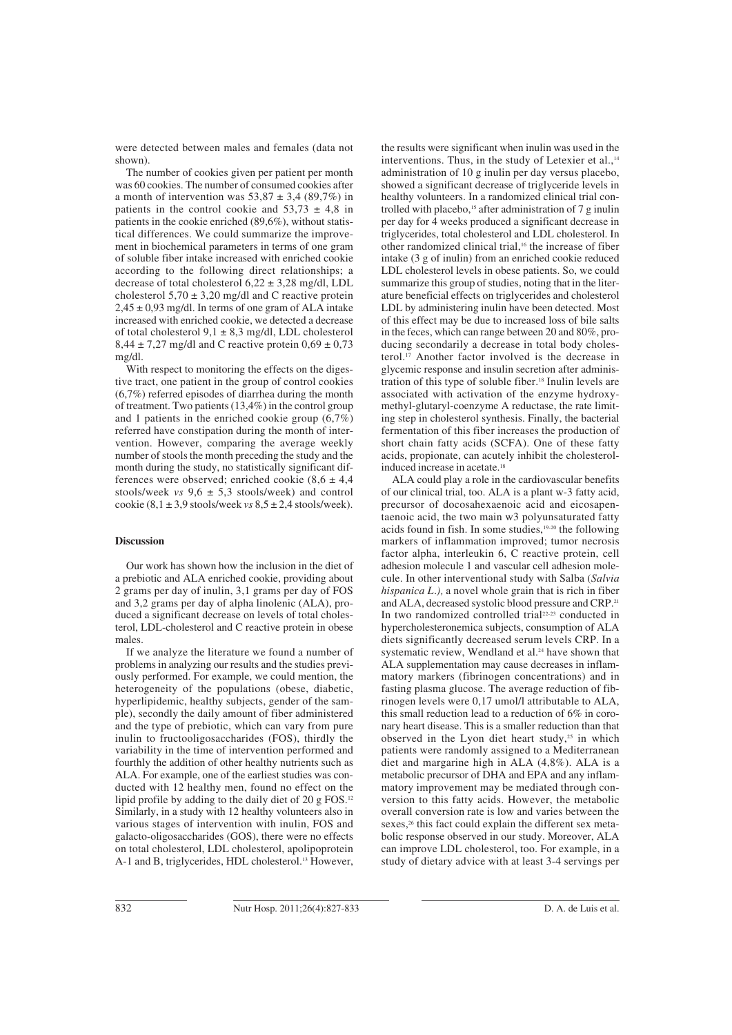were detected between males and females (data not shown).

The number of cookies given per patient per month was 60 cookies. The number of consumed cookies after a month of intervention was 53,87 ± 3,4 (89,7%) in patients in the control cookie and 53,73 ± 4,8 in patients in the cookie enriched (89,6%), without statistical differences. We could summarize the improvement in biochemical parameters in terms of one gram of soluble fiber intake increased with enriched cookie according to the following direct relationships; a decrease of total cholesterol 6,22 ± 3,28 mg/dl, LDL cholesterol 5,70 ± 3,20 mg/dl and C reactive protein 2,45 ± 0,93 mg/dl. In terms of one gram of ALA intake increased with enriched cookie, we detected a decrease of total cholesterol 9,1 ± 8,3 mg/dl, LDL cholesterol 8,44 ± 7,27 mg/dl and C reactive protein 0,69 ± 0,73 mg/dl.

With respect to monitoring the effects on the digestive tract, one patient in the group of control cookies (6,7%) referred episodes of diarrhea during the month of treatment. Two patients (13,4%) in the control group and 1 patients in the enriched cookie group (6,7%) referred have constipation during the month of intervention. However, comparing the average weekly number of stools the month preceding the study and the month during the study, no statistically significant differences were observed; enriched cookie (8,6 ± 4,4 stools/week *vs* 9,6 ± 5,3 stools/week) and control cookie (8,1 ± 3,9 stools/week *vs* 8,5 ± 2,4 stools/week).

## Discussion

Our work has shown how the inclusion in the diet of a prebiotic and ALA enriched cookie, providing about 2 grams per day of inulin, 3,1 grams per day of FOS and 3,2 grams per day of alpha linolenic (ALA), produced a significant decrease on levels of total cholesterol, LDL-cholesterol and C reactive protein in obese males.

If we analyze the literature we found a number of problems in analyzing our results and the studies previously performed. For example, we could mention, the heterogeneity of the populations (obese, diabetic, hyperlipidemic, healthy subjects, gender of the sample), secondly the daily amount of fiber administered and the type of prebiotic, which can vary from pure inulin to fructooligosaccharides (FOS), thirdly the variability in the time of intervention performed and fourthly the addition of other healthy nutrients such as ALA. For example, one of the earliest studies was conducted with 12 healthy men, found no effect on the lipid profile by adding to the daily diet of 20 g FOS.[12] Similarly, in a study with 12 healthy volunteers also in various stages of intervention with inulin, FOS and galacto-oligosaccharides (GOS), there were no effects on total cholesterol, LDL cholesterol, apolipoprotein A-1 and B, triglycerides, HDL cholesterol.[13] However, the results were significant when inulin was used in the interventions. Thus, in the study of Letexier et al.,[14] administration of 10 g inulin per day versus placebo, showed a significant decrease of triglyceride levels in healthy volunteers. In a randomized clinical trial controlled with placebo,[15] after administration of 7 g inulin per day for 4 weeks produced a significant decrease in triglycerides, total cholesterol and LDL cholesterol. In other randomized clinical trial,[16] the increase of fiber intake (3 g of inulin) from an enriched cookie reduced LDL cholesterol levels in obese patients. So, we could summarize this group of studies, noting that in the literature beneficial effects on triglycerides and cholesterol LDL by administering inulin have been detected. Most of this effect may be due to increased loss of bile salts in the feces, which can range between 20 and 80%, producing secondarily a decrease in total body cholesterol.[17] Another factor involved is the decrease in glycemic response and insulin secretion after administration of this type of soluble fiber.[18] Inulin levels are associated with activation of the enzyme hydroxymethyl-glutaryl-coenzyme A reductase, the rate limiting step in cholesterol synthesis. Finally, the bacterial fermentation of this fiber increases the production of short chain fatty acids (SCFA). One of these fatty acids, propionate, can acutely inhibit the cholesterol-induced increase in acetate.[18]

ALA could play a role in the cardiovascular benefits of our clinical trial, too. ALA is a plant w-3 fatty acid, precursor of docosahexaenoic acid and eicosapentaenoic acid, the two main w3 polyunsaturated fatty acids found in fish. In some studies,[19-20] the following markers of inflammation improved; tumor necrosis factor alpha, interleukin 6, C reactive protein, cell adhesion molecule 1 and vascular cell adhesion molecule. In other interventional study with Salba (*Salvia hispanica L.),* a novel whole grain that is rich in fiber and ALA, decreased systolic blood pressure and CRP.[21] In two randomized controlled trial[22-23] conducted in hypercholesteronemica subjects, consumption of ALA diets significantly decreased serum levels CRP. In a systematic review, Wendland et al.[24] have shown that ALA supplementation may cause decreases in inflammatory markers (fibrinogen concentrations) and in fasting plasma glucose. The average reduction of fibrinogen levels were 0,17 umol/l attributable to ALA, this small reduction lead to a reduction of 6% in coronary heart disease. This is a smaller reduction than that observed in the Lyon diet heart study,[25] in which patients were randomly assigned to a Mediterranean diet and margarine high in ALA (4,8%). ALA is a metabolic precursor of DHA and EPA and any inflammatory improvement may be mediated through conversion to this fatty acids. However, the metabolic overall conversion rate is low and varies between the sexes,[26] this fact could explain the different sex metabolic response observed in our study. Moreover, ALA can improve LDL cholesterol, too. For example, in a study of dietary advice with at least 3-4 servings per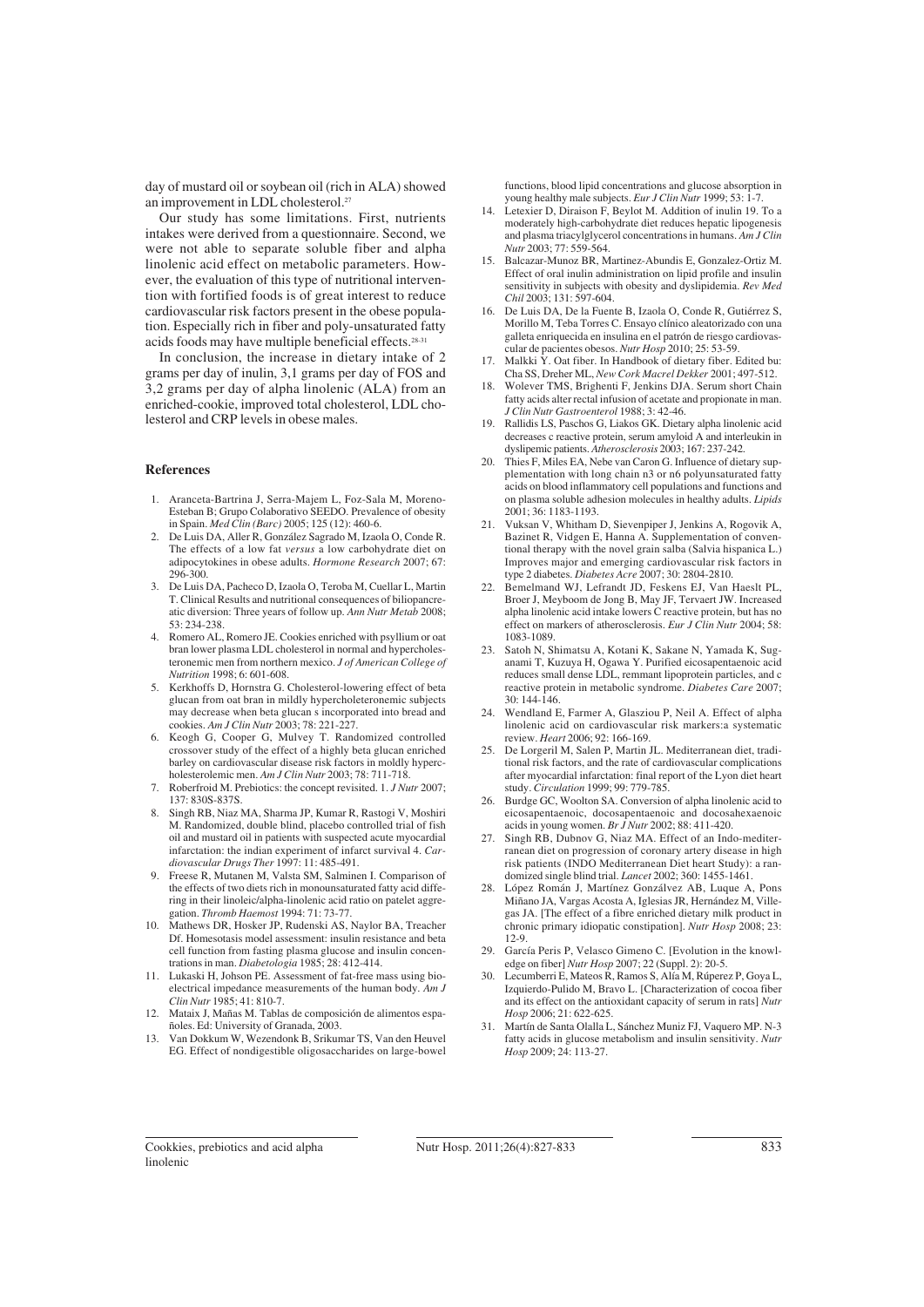day of mustard oil or soybean oil (rich in ALA) showed an improvement in LDL cholesterol.[27]

Our study has some limitations. First, nutrients intakes were derived from a questionnaire. Second, we were not able to separate soluble fiber and alpha linolenic acid effect on metabolic parameters. However, the evaluation of this type of nutritional intervention with fortified foods is of great interest to reduce cardiovascular risk factors present in the obese population. Especially rich in fiber and poly-unsaturated fatty acids foods may have multiple beneficial effects.[28-31]

In conclusion, the increase in dietary intake of 2 grams per day of inulin, 3,1 grams per day of FOS and 3,2 grams per day of alpha linolenic (ALA) from an enriched-cookie, improved total cholesterol, LDL cholesterol and CRP levels in obese males.

## References

1. Aranceta-Bartrina J, Serra-Majem L, Foz-Sala M, Moreno-Esteban B; Grupo Colaborativo SEEDO. Prevalence of obesity in Spain. *Med Clin (Barc)* 2005; 125 (12): 460-6.
2. De Luis DA, Aller R, González Sagrado M, Izaola O, Conde R. The effects of a low fat *versus* a low carbohydrate diet on adipocytokines in obese adults. *Hormone Research* 2007; 67: 296-300.
3. De Luis DA, Pacheco D, Izaola O, Teroba M, Cuellar L, Martin T. Clinical Results and nutritional consequences of biliopancreatic diversion: Three years of follow up. *Ann Nutr Metab* 2008; 53: 234-238.
4. Romero AL, Romero JE. Cookies enriched with psyllium or oat bran lower plasma LDL cholesterol in normal and hypercholesteronemic men from northern mexico. *J of American College of Nutrition* 1998; 6: 601-608.
5. Kerkhoffs D, Hornstra G. Cholesterol-lowering effect of beta glucan from oat bran in mildly hypercholeteronemic subjects may decrease when beta glucan s incorporated into bread and cookies. *Am J Clin Nutr* 2003; 78: 221-227.
6. Keogh G, Cooper G, Mulvey T. Randomized controlled crossover study of the effect of a highly beta glucan enriched barley on cardiovascular disease risk factors in moldly hypercholesterolemic men. *Am J Clin Nutr* 2003; 78: 711-718.
7. Roberfroid M. Prebiotics: the concept revisited. 1. *J Nutr* 2007; 137: 830S-837S.
8. Singh RB, Niaz MA, Sharma JP, Kumar R, Rastogi V, Moshiri M. Randomized, double blind, placebo controlled trial of fish oil and mustard oil in patients with suspected acute myocardial infarctation: the indian experiment of infarct survival 4. *Cardiovascular Drugs Ther* 1997: 11: 485-491.
9. Freese R, Mutanen M, Valsta SM, Salminen I. Comparison of the effects of two diets rich in monounsaturated fatty acid differing in their linoleic/alpha-linolenic acid ratio on patelet aggregation. *Thromb Haemost* 1994: 71: 73-77.
10. Mathews DR, Hosker JP, Rudenski AS, Naylor BA, Treacher Df. Homesotasis model assessment: insulin resistance and beta cell function from fasting plasma glucose and insulin concentrations in man. *Diabetologia* 1985; 28: 412-414.
11. Lukaski H, Johson PE. Assessment of fat-free mass using bioelectrical impedance measurements of the human body. *Am J Clin Nutr* 1985; 41: 810-7.
12. Mataix J, Mañas M. Tablas de composición de alimentos españoles. Ed: University of Granada, 2003.
13. Van Dokkum W, Wezendonk B, Srikumar TS, Van den Heuvel EG. Effect of nondigestible oligosaccharides on large-bowel functions, blood lipid concentrations and glucose absorption in young healthy male subjects. *Eur J Clin Nutr* 1999; 53: 1-7.
14. Letexier D, Diraison F, Beylot M. Addition of inulin 19. To a moderately high-carbohydrate diet reduces hepatic lipogenesis and plasma triacylglycerol concentrations in humans. *Am J Clin Nutr* 2003; 77: 559-564.
15. Balcazar-Munoz BR, Martinez-Abundis E, Gonzalez-Ortiz M. Effect of oral inulin administration on lipid profile and insulin sensitivity in subjects with obesity and dyslipidemia. *Rev Med Chil* 2003; 131: 597-604.
16. De Luis DA, De la Fuente B, Izaola O, Conde R, Gutiérrez S, Morillo M, Teba Torres C. Ensayo clínico aleatorizado con una galleta enriquecida en insulina en el patrón de riesgo cardiovascular de pacientes obesos. *Nutr Hosp* 2010; 25: 53-59.
17. Malkki Y. Oat fiber. In Handbook of dietary fiber. Edited bu: Cha SS, Dreher ML, *New Cork Macrel Dekker* 2001; 497-512.
18. Wolever TMS, Brighenti F, Jenkins DJA. Serum short Chain fatty acids alter rectal infusion of acetate and propionate in man. *J Clin Nutr Gastroenterol* 1988; 3: 42-46.
19. Rallidis LS, Paschos G, Liakos GK. Dietary alpha linolenic acid decreases c reactive protein, serum amyloid A and interleukin in dyslipemic patients. *Atherosclerosis* 2003; 167: 237-242.
20. Thies F, Miles EA, Nebe van Caron G. Influence of dietary supplementation with long chain n3 or n6 polyunsaturated fatty acids on blood inflammatory cell populations and functions and on plasma soluble adhesion molecules in healthy adults. *Lipids* 2001; 36: 1183-1193.
21. Vuksan V, Whitham D, Sievenpiper J, Jenkins A, Rogovik A, Bazinet R, Vidgen E, Hanna A. Supplementation of conventional therapy with the novel grain salba (Salvia hispanica L.) Improves major and emerging cardiovascular risk factors in type 2 diabetes. *Diabetes Acre* 2007; 30: 2804-2810.
22. Bemelmand WJ, Lefrandt JD, Feskens EJ, Van Haeslt PL, Broer J, Meyboom de Jong B, May JF, Tervaert JW. Increased alpha linolenic acid intake lowers C reactive protein, but has no effect on markers of atherosclerosis. *Eur J Clin Nutr* 2004; 58: 1083-1089.
23. Satoh N, Shimatsu A, Kotani K, Sakane N, Yamada K, Suganami T, Kuzuya H, Ogawa Y. Purified eicosapentaenoic acid reduces small dense LDL, remmant lipoprotein particles, and c reactive protein in metabolic syndrome. *Diabetes Care* 2007; 30: 144-146.
24. Wendland E, Farmer A, Glasziou P, Neil A. Effect of alpha linolenic acid on cardiovascular risk markers:a systematic review. *Heart* 2006; 92: 166-169.
25. De Lorgeril M, Salen P, Martin JL. Mediterranean diet, traditional risk factors, and the rate of cardiovascular complications after myocardial infarctation: final report of the Lyon diet heart study. *Circulation* 1999; 99: 779-785.
26. Burdge GC, Woolton SA. Conversion of alpha linolenic acid to eicosapentaenoic, docosapentaenoic and docosahexaenoic acids in young women. *Br J Nutr* 2002; 88: 411-420.
27. Singh RB, Dubnov G, Niaz MA. Effect of an Indo-mediterranean diet on progression of coronary artery disease in high risk patients (INDO Mediterranean Diet heart Study): a randomized single blind trial. *Lancet* 2002; 360: 1455-1461.
28. López Román J, Martínez Gonzálvez AB, Luque A, Pons Miñano JA, Vargas Acosta A, Iglesias JR, Hernández M, Villegas JA. [The effect of a fibre enriched dietary milk product in chronic primary idiopatic constipation]. *Nutr Hosp* 2008; 23: 12-9.
29. García Peris P, Velasco Gimeno C. [Evolution in the knowledge on fiber] *Nutr Hosp* 2007; 22 (Suppl. 2): 20-5.
30. Lecumberri E, Mateos R, Ramos S, Alía M, Rúperez P, Goya L, Izquierdo-Pulido M, Bravo L. [Characterization of cocoa fiber and its effect on the antioxidant capacity of serum in rats] *Nutr Hosp* 2006; 21: 622-625.
31. Martín de Santa Olalla L, Sánchez Muniz FJ, Vaquero MP. N-3 fatty acids in glucose metabolism and insulin sensitivity. *Nutr Hosp* 2009; 24: 113-27.